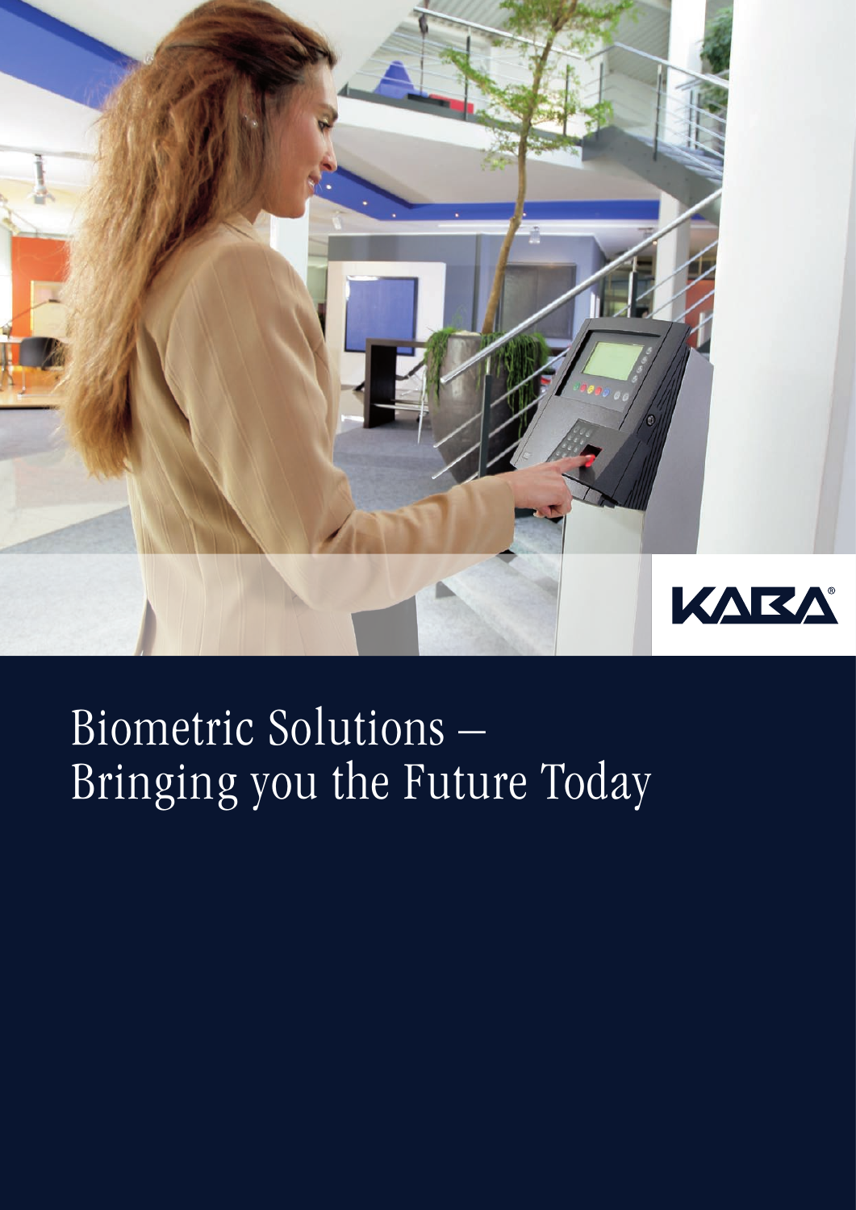KABA®

# Biometric Solutions – Bringing you the Future Today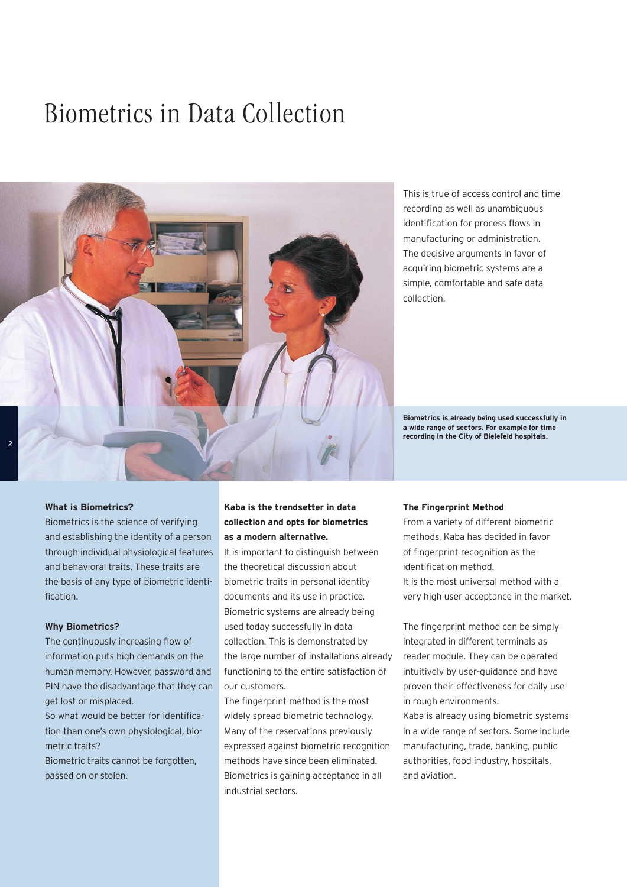# Biometrics in Data Collection

This is true of access control and time recording as well as unambiguous identification for process flows in manufacturing or administration. The decisive arguments in favor of acquiring biometric systems are a simple, comfortable and safe data collection.

**Biometrics is already being used successfully in a wide range of sectors. For example for time recording in the City of Bielefeld hospitals.**

**What is Biometrics?**

Biometrics is the science of verifying and establishing the identity of a person through individual physiological features and behavioral traits. These traits are the basis of any type of biometric identification.

**Why Biometrics?**

The continuously increasing flow of information puts high demands on the human memory. However, password and PIN have the disadvantage that they can get lost or misplaced.
So what would be better for identification than one's own physiological, biometric traits?
Biometric traits cannot be forgotten, passed on or stolen.

**Kaba is the trendsetter in data collection and opts for biometrics as a modern alternative.**

It is important to distinguish between the theoretical discussion about biometric traits in personal identity documents and its use in practice. Biometric systems are already being used today successfully in data collection. This is demonstrated by the large number of installations already functioning to the entire satisfaction of our customers.
The fingerprint method is the most widely spread biometric technology. Many of the reservations previously expressed against biometric recognition methods have since been eliminated. Biometrics is gaining acceptance in all industrial sectors.

**The Fingerprint Method**

From a variety of different biometric methods, Kaba has decided in favor of fingerprint recognition as the identification method.
It is the most universal method with a very high user acceptance in the market.

The fingerprint method can be simply integrated in different terminals as reader module. They can be operated intuitively by user-guidance and have proven their effectiveness for daily use in rough environments.
Kaba is already using biometric systems in a wide range of sectors. Some include manufacturing, trade, banking, public authorities, food industry, hospitals, and aviation.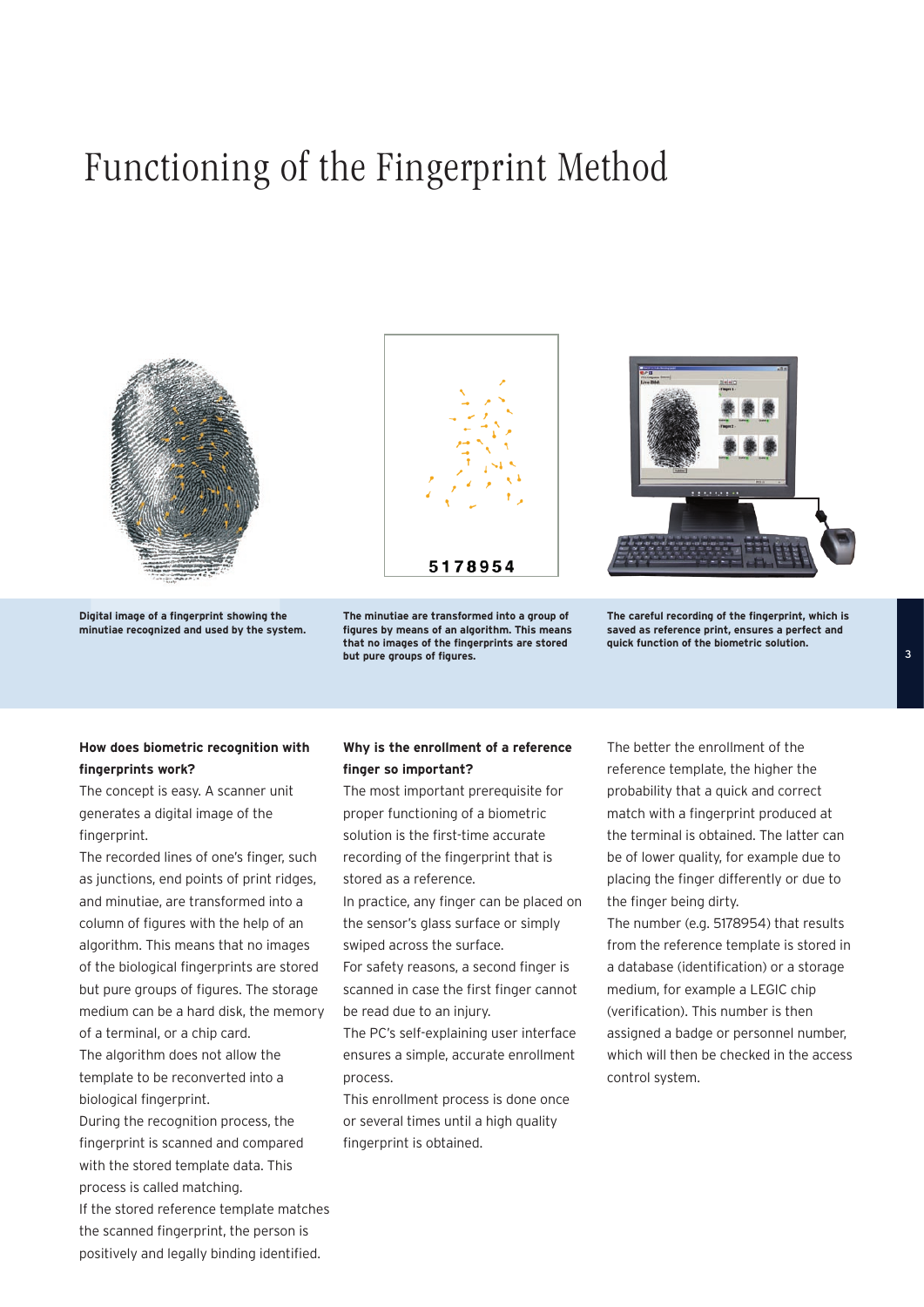# Functioning of the Fingerprint Method

**Digital image of a fingerprint showing the minutiae recognized and used by the system.**

**The minutiae are transformed into a group of figures by means of an algorithm. This means that no images of the fingerprints are stored but pure groups of figures.**

**The careful recording of the fingerprint, which is saved as reference print, ensures a perfect and quick function of the biometric solution.**

**How does biometric recognition with fingerprints work?**

The concept is easy. A scanner unit generates a digital image of the fingerprint.

The recorded lines of one's finger, such as junctions, end points of print ridges, and minutiae, are transformed into a column of figures with the help of an algorithm. This means that no images of the biological fingerprints are stored but pure groups of figures. The storage medium can be a hard disk, the memory of a terminal, or a chip card.

The algorithm does not allow the template to be reconverted into a biological fingerprint.

During the recognition process, the fingerprint is scanned and compared with the stored template data. This process is called matching.

If the stored reference template matches the scanned fingerprint, the person is positively and legally binding identified.

**Why is the enrollment of a reference finger so important?**

The most important prerequisite for proper functioning of a biometric solution is the first-time accurate recording of the fingerprint that is stored as a reference.

In practice, any finger can be placed on the sensor's glass surface or simply swiped across the surface.

For safety reasons, a second finger is scanned in case the first finger cannot be read due to an injury.

The PC's self-explaining user interface ensures a simple, accurate enrollment process.

This enrollment process is done once or several times until a high quality fingerprint is obtained.

The better the enrollment of the reference template, the higher the probability that a quick and correct match with a fingerprint produced at the terminal is obtained. The latter can be of lower quality, for example due to placing the finger differently or due to the finger being dirty.

The number (e.g. 5178954) that results from the reference template is stored in a database (identification) or a storage medium, for example a LEGIC chip (verification). This number is then assigned a badge or personnel number, which will then be checked in the access control system.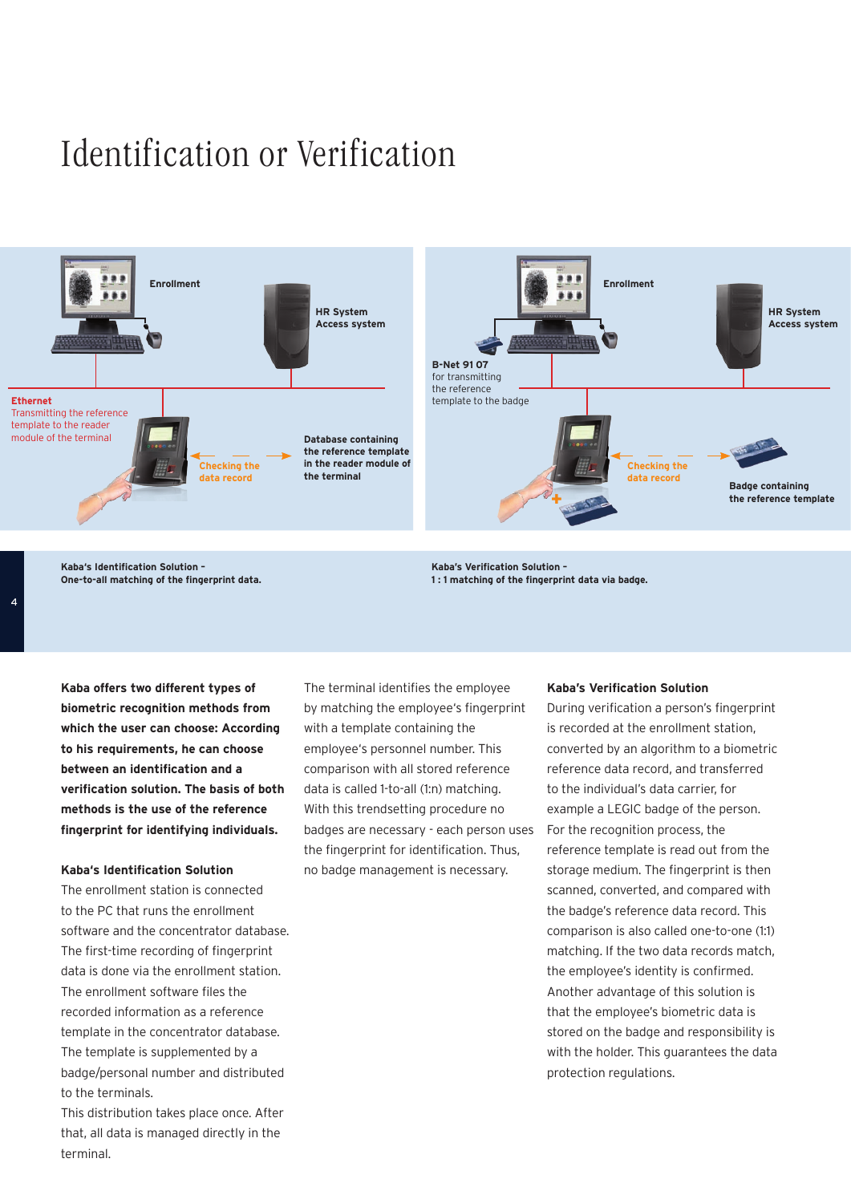# Identification or Verification

Enrollment

HR System
Access system

**Ethernet**
Transmitting the reference template to the reader module of the terminal

Checking the data record

Database containing the reference template in the reader module of the terminal

Enrollment

HR System
Access system

**B-Net 91 07**
for transmitting the reference template to the badge

Checking the data record

Badge containing the reference template

**Kaba's Identification Solution – One-to-all matching of the fingerprint data.**

**Kaba's Verification Solution – 1 : 1 matching of the fingerprint data via badge.**

**Kaba offers two different types of biometric recognition methods from which the user can choose: According to his requirements, he can choose between an identification and a verification solution. The basis of both methods is the use of the reference fingerprint for identifying individuals.**

### Kaba's Identification Solution

The enrollment station is connected to the PC that runs the enrollment software and the concentrator database. The first-time recording of fingerprint data is done via the enrollment station. The enrollment software files the recorded information as a reference template in the concentrator database. The template is supplemented by a badge/personal number and distributed to the terminals.
This distribution takes place once. After that, all data is managed directly in the terminal.

The terminal identifies the employee by matching the employee's fingerprint with a template containing the employee's personnel number. This comparison with all stored reference data is called 1-to-all (1:n) matching. With this trendsetting procedure no badges are necessary - each person uses the fingerprint for identification. Thus, no badge management is necessary.

### Kaba's Verification Solution

During verification a person's fingerprint is recorded at the enrollment station, converted by an algorithm to a biometric reference data record, and transferred to the individual's data carrier, for example a LEGIC badge of the person. For the recognition process, the reference template is read out from the storage medium. The fingerprint is then scanned, converted, and compared with the badge's reference data record. This comparison is also called one-to-one (1:1) matching. If the two data records match, the employee's identity is confirmed. Another advantage of this solution is that the employee's biometric data is stored on the badge and responsibility is with the holder. This guarantees the data protection regulations.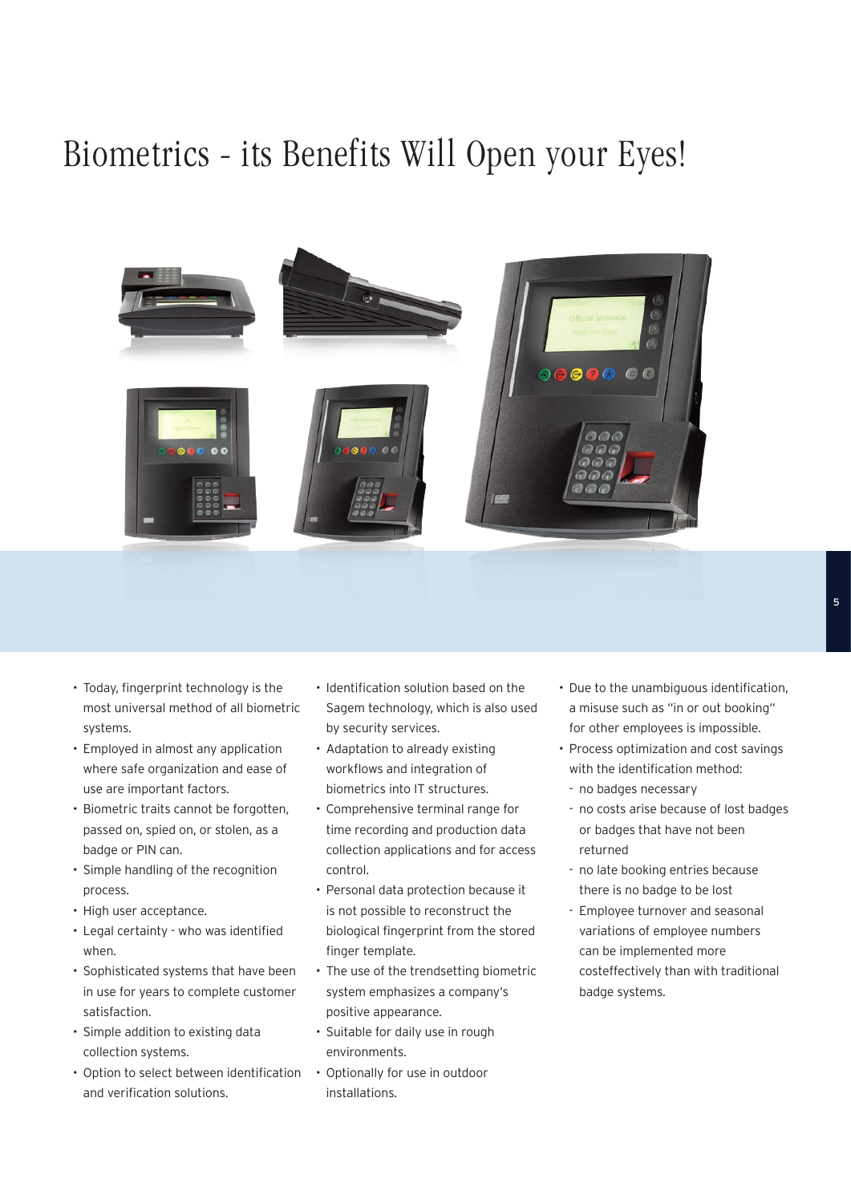# Biometrics - its Benefits Will Open your Eyes!

- Today, fingerprint technology is the most universal method of all biometric systems.
- Employed in almost any application where safe organization and ease of use are important factors.
- Biometric traits cannot be forgotten, passed on, spied on, or stolen, as a badge or PIN can.
- Simple handling of the recognition process.
- High user acceptance.
- Legal certainty - who was identified when.
- Sophisticated systems that have been in use for years to complete customer satisfaction.
- Simple addition to existing data collection systems.
- Option to select between identification and verification solutions.
- Identification solution based on the Sagem technology, which is also used by security services.
- Adaptation to already existing workflows and integration of biometrics into IT structures.
- Comprehensive terminal range for time recording and production data collection applications and for access control.
- Personal data protection because it is not possible to reconstruct the biological fingerprint from the stored finger template.
- The use of the trendsetting biometric system emphasizes a company's positive appearance.
- Suitable for daily use in rough environments.
- Optionally for use in outdoor installations.
- Due to the unambiguous identification, a misuse such as "in or out booking" for other employees is impossible.
- Process optimization and cost savings with the identification method:
  - no badges necessary
  - no costs arise because of lost badges or badges that have not been returned
  - no late booking entries because there is no badge to be lost
  - Employee turnover and seasonal variations of employee numbers can be implemented more costeffectively than with traditional badge systems.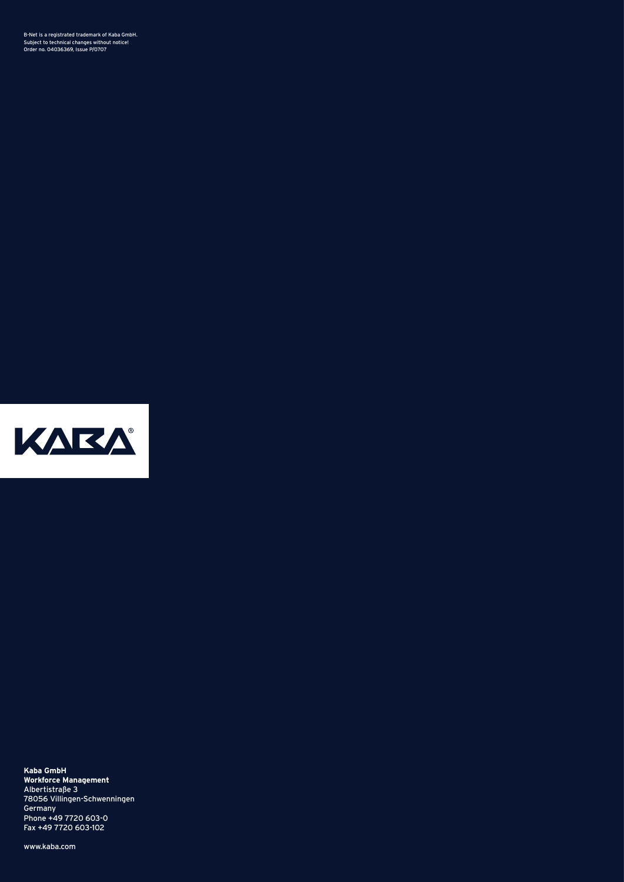B-Net is a registrated trademark of Kaba GmbH.
Subject to technical changes without notice!
Order no. 04036369, Issue P/0707

**Kaba GmbH**
**Workforce Management**
Albertistraße 3
78056 Villingen-Schwenningen
Germany
Phone +49 7720 603-0
Fax +49 7720 603-102

www.kaba.com